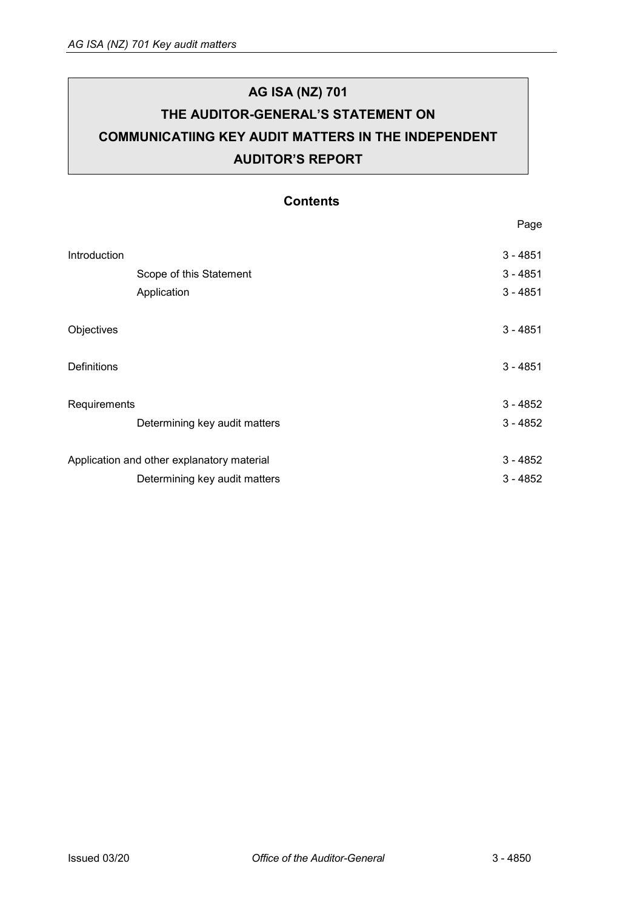# AG ISA (NZ) 701
# THE AUDITOR-GENERAL'S STATEMENT ON COMMUNICATIING KEY AUDIT MATTERS IN THE INDEPENDENT AUDITOR'S REPORT

## Contents

| | Page |
|---|---|
| Introduction | 3 - 4851 |
| Scope of this Statement | 3 - 4851 |
| Application | 3 - 4851 |
| Objectives | 3 - 4851 |
| Definitions | 3 - 4851 |
| Requirements | 3 - 4852 |
| Determining key audit matters | 3 - 4852 |
| Application and other explanatory material | 3 - 4852 |
| Determining key audit matters | 3 - 4852 |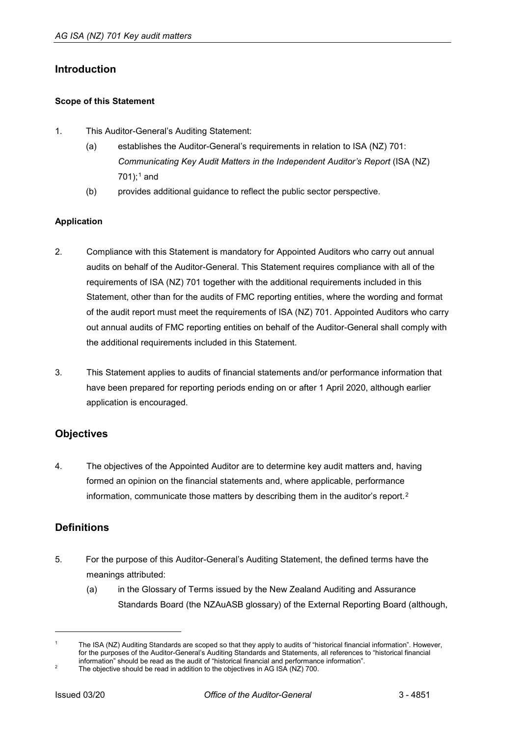## Introduction

### Scope of this Statement

1. This Auditor-General's Auditing Statement:
   (a) establishes the Auditor-General's requirements in relation to ISA (NZ) 701: *Communicating Key Audit Matters in the Independent Auditor's Report* (ISA (NZ) 701);[1] and
   (b) provides additional guidance to reflect the public sector perspective.

### Application

2. Compliance with this Statement is mandatory for Appointed Auditors who carry out annual audits on behalf of the Auditor-General. This Statement requires compliance with all of the requirements of ISA (NZ) 701 together with the additional requirements included in this Statement, other than for the audits of FMC reporting entities, where the wording and format of the audit report must meet the requirements of ISA (NZ) 701. Appointed Auditors who carry out annual audits of FMC reporting entities on behalf of the Auditor-General shall comply with the additional requirements included in this Statement.

3. This Statement applies to audits of financial statements and/or performance information that have been prepared for reporting periods ending on or after 1 April 2020, although earlier application is encouraged.

## Objectives

4. The objectives of the Appointed Auditor are to determine key audit matters and, having formed an opinion on the financial statements and, where applicable, performance information, communicate those matters by describing them in the auditor's report.[2]

## Definitions

5. For the purpose of this Auditor-General's Auditing Statement, the defined terms have the meanings attributed:
   (a) in the Glossary of Terms issued by the New Zealand Auditing and Assurance Standards Board (the NZAuASB glossary) of the External Reporting Board (although,

---

[1] The ISA (NZ) Auditing Standards are scoped so that they apply to audits of "historical financial information". However, for the purposes of the Auditor-General's Auditing Standards and Statements, all references to "historical financial information" should be read as the audit of "historical financial and performance information".

[2] The objective should be read in addition to the objectives in AG ISA (NZ) 700.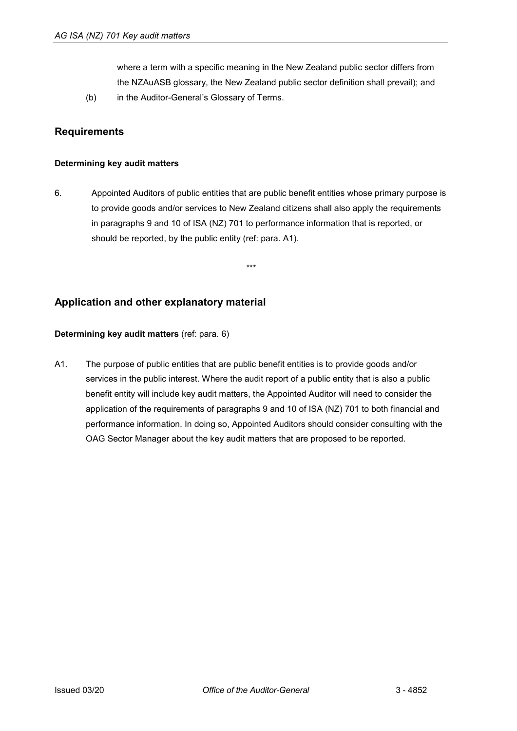where a term with a specific meaning in the New Zealand public sector differs from the NZAuASB glossary, the New Zealand public sector definition shall prevail); and

(b) in the Auditor-General's Glossary of Terms.

## Requirements

### Determining key audit matters

6. Appointed Auditors of public entities that are public benefit entities whose primary purpose is to provide goods and/or services to New Zealand citizens shall also apply the requirements in paragraphs 9 and 10 of ISA (NZ) 701 to performance information that is reported, or should be reported, by the public entity (ref: para. A1).

***

## Application and other explanatory material

**Determining key audit matters** (ref: para. 6)

A1. The purpose of public entities that are public benefit entities is to provide goods and/or services in the public interest. Where the audit report of a public entity that is also a public benefit entity will include key audit matters, the Appointed Auditor will need to consider the application of the requirements of paragraphs 9 and 10 of ISA (NZ) 701 to both financial and performance information. In doing so, Appointed Auditors should consider consulting with the OAG Sector Manager about the key audit matters that are proposed to be reported.